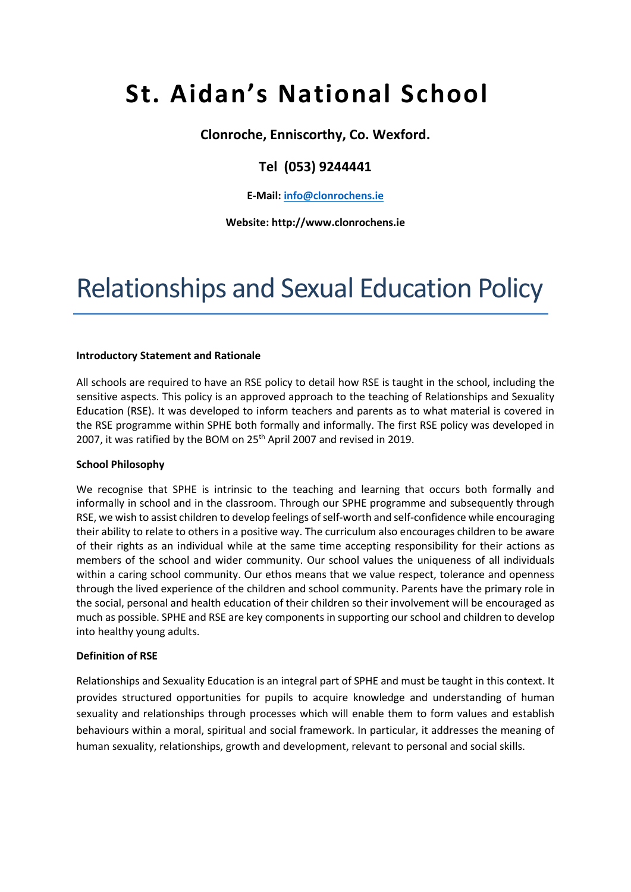# St. Aidan's National School

**Clonroche, Enniscorthy, Co. Wexford.**

**Tel (053) 9244441**

**E-Mail: info@clonrochens.ie**

**Website: http://www.clonrochens.ie**

# Relationships and Sexual Education Policy

**Introductory Statement and Rationale**

All schools are required to have an RSE policy to detail how RSE is taught in the school, including the sensitive aspects. This policy is an approved approach to the teaching of Relationships and Sexuality Education (RSE). It was developed to inform teachers and parents as to what material is covered in the RSE programme within SPHE both formally and informally. The first RSE policy was developed in 2007, it was ratified by the BOM on 25th April 2007 and revised in 2019.

**School Philosophy**

We recognise that SPHE is intrinsic to the teaching and learning that occurs both formally and informally in school and in the classroom. Through our SPHE programme and subsequently through RSE, we wish to assist children to develop feelings of self-worth and self-confidence while encouraging their ability to relate to others in a positive way. The curriculum also encourages children to be aware of their rights as an individual while at the same time accepting responsibility for their actions as members of the school and wider community. Our school values the uniqueness of all individuals within a caring school community. Our ethos means that we value respect, tolerance and openness through the lived experience of the children and school community. Parents have the primary role in the social, personal and health education of their children so their involvement will be encouraged as much as possible. SPHE and RSE are key components in supporting our school and children to develop into healthy young adults.

**Definition of RSE**

Relationships and Sexuality Education is an integral part of SPHE and must be taught in this context. It provides structured opportunities for pupils to acquire knowledge and understanding of human sexuality and relationships through processes which will enable them to form values and establish behaviours within a moral, spiritual and social framework. In particular, it addresses the meaning of human sexuality, relationships, growth and development, relevant to personal and social skills.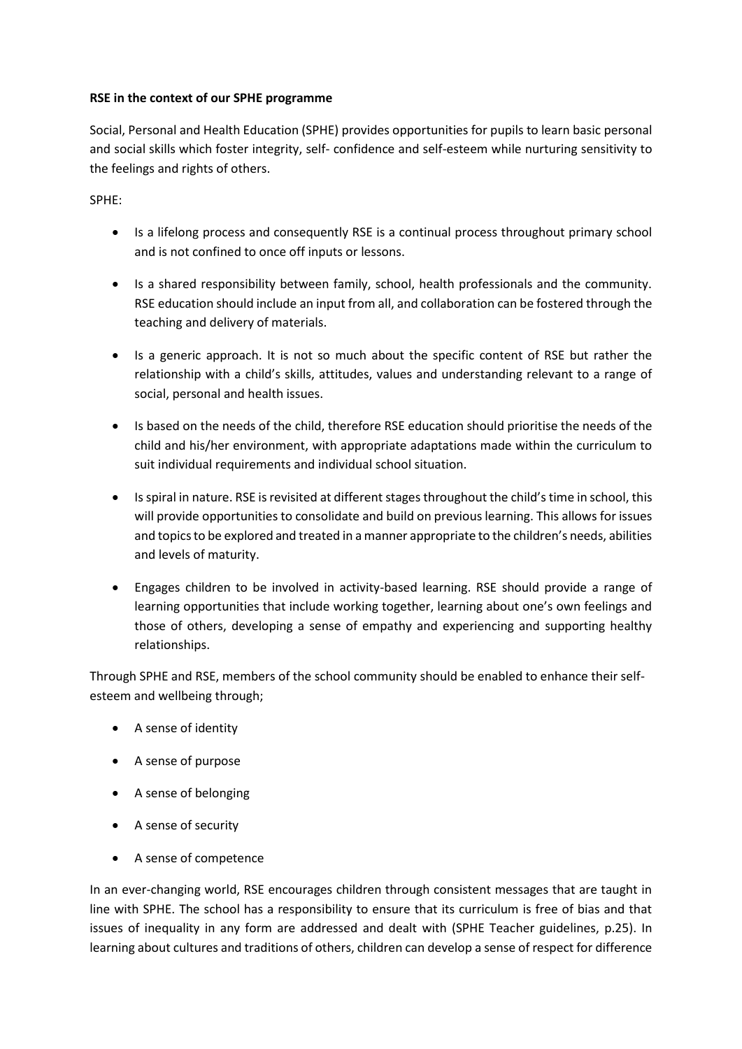**RSE in the context of our SPHE programme**

Social, Personal and Health Education (SPHE) provides opportunities for pupils to learn basic personal and social skills which foster integrity, self- confidence and self-esteem while nurturing sensitivity to the feelings and rights of others.

SPHE:

- Is a lifelong process and consequently RSE is a continual process throughout primary school and is not confined to once off inputs or lessons.
- Is a shared responsibility between family, school, health professionals and the community. RSE education should include an input from all, and collaboration can be fostered through the teaching and delivery of materials.
- Is a generic approach. It is not so much about the specific content of RSE but rather the relationship with a child's skills, attitudes, values and understanding relevant to a range of social, personal and health issues.
- Is based on the needs of the child, therefore RSE education should prioritise the needs of the child and his/her environment, with appropriate adaptations made within the curriculum to suit individual requirements and individual school situation.
- Is spiral in nature. RSE is revisited at different stages throughout the child's time in school, this will provide opportunities to consolidate and build on previous learning. This allows for issues and topics to be explored and treated in a manner appropriate to the children's needs, abilities and levels of maturity.
- Engages children to be involved in activity-based learning. RSE should provide a range of learning opportunities that include working together, learning about one's own feelings and those of others, developing a sense of empathy and experiencing and supporting healthy relationships.

Through SPHE and RSE, members of the school community should be enabled to enhance their self-esteem and wellbeing through;

- A sense of identity
- A sense of purpose
- A sense of belonging
- A sense of security
- A sense of competence

In an ever-changing world, RSE encourages children through consistent messages that are taught in line with SPHE. The school has a responsibility to ensure that its curriculum is free of bias and that issues of inequality in any form are addressed and dealt with (SPHE Teacher guidelines, p.25). In learning about cultures and traditions of others, children can develop a sense of respect for difference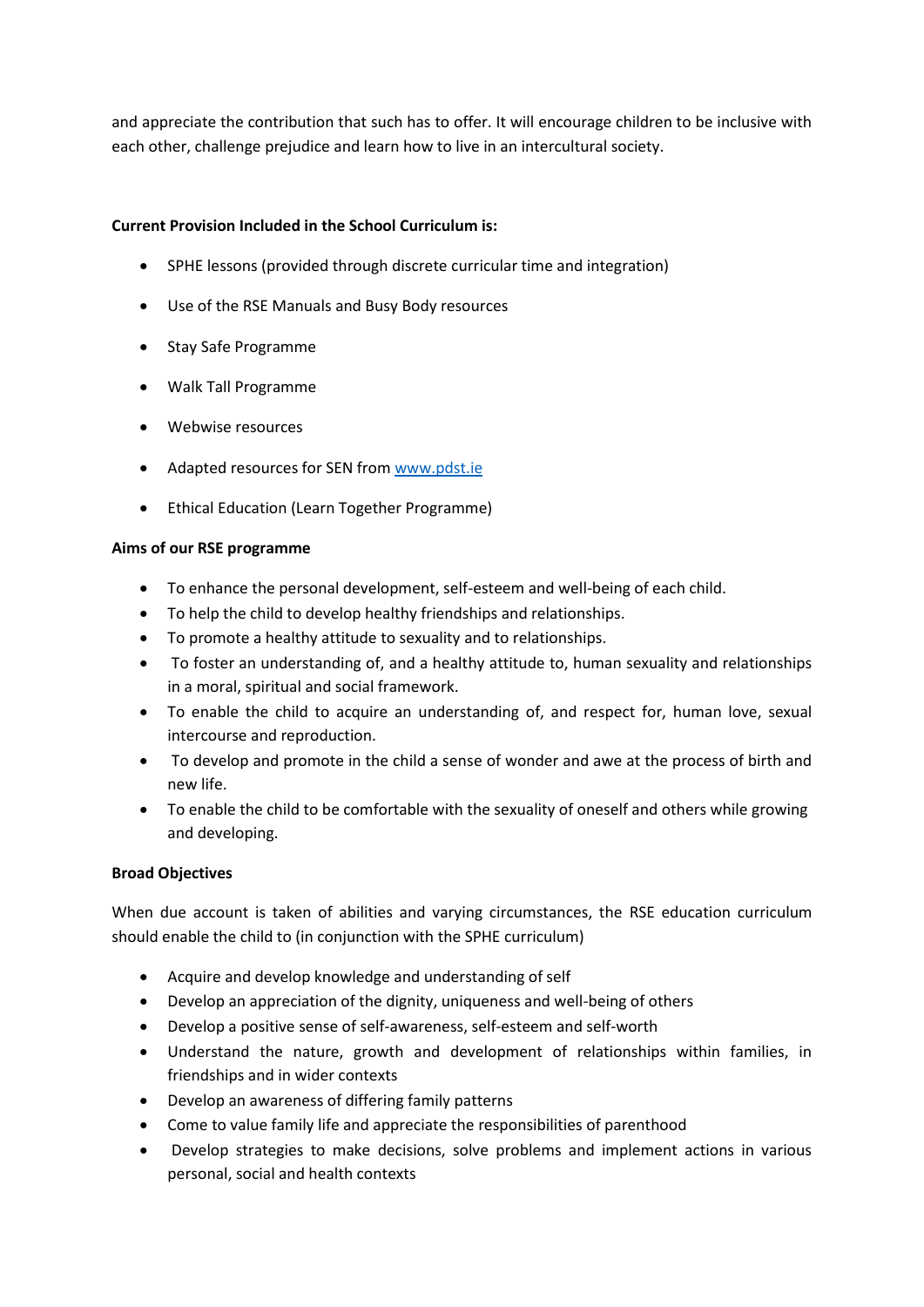and appreciate the contribution that such has to offer. It will encourage children to be inclusive with each other, challenge prejudice and learn how to live in an intercultural society.

**Current Provision Included in the School Curriculum is:**

- SPHE lessons (provided through discrete curricular time and integration)
- Use of the RSE Manuals and Busy Body resources
- Stay Safe Programme
- Walk Tall Programme
- Webwise resources
- Adapted resources for SEN from [www.pdst.ie](www.pdst.ie)
- Ethical Education (Learn Together Programme)

**Aims of our RSE programme**

- To enhance the personal development, self-esteem and well-being of each child.
- To help the child to develop healthy friendships and relationships.
- To promote a healthy attitude to sexuality and to relationships.
- To foster an understanding of, and a healthy attitude to, human sexuality and relationships in a moral, spiritual and social framework.
- To enable the child to acquire an understanding of, and respect for, human love, sexual intercourse and reproduction.
- To develop and promote in the child a sense of wonder and awe at the process of birth and new life.
- To enable the child to be comfortable with the sexuality of oneself and others while growing and developing.

**Broad Objectives**

When due account is taken of abilities and varying circumstances, the RSE education curriculum should enable the child to (in conjunction with the SPHE curriculum)

- Acquire and develop knowledge and understanding of self
- Develop an appreciation of the dignity, uniqueness and well-being of others
- Develop a positive sense of self-awareness, self-esteem and self-worth
- Understand the nature, growth and development of relationships within families, in friendships and in wider contexts
- Develop an awareness of differing family patterns
- Come to value family life and appreciate the responsibilities of parenthood
- Develop strategies to make decisions, solve problems and implement actions in various personal, social and health contexts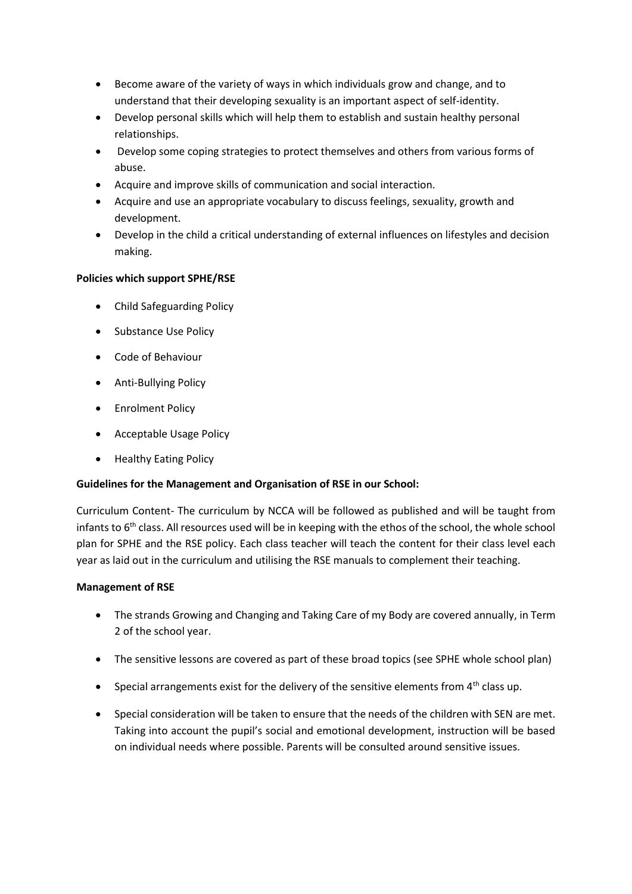- Become aware of the variety of ways in which individuals grow and change, and to understand that their developing sexuality is an important aspect of self-identity.
- Develop personal skills which will help them to establish and sustain healthy personal relationships.
- Develop some coping strategies to protect themselves and others from various forms of abuse.
- Acquire and improve skills of communication and social interaction.
- Acquire and use an appropriate vocabulary to discuss feelings, sexuality, growth and development.
- Develop in the child a critical understanding of external influences on lifestyles and decision making.

**Policies which support SPHE/RSE**

- Child Safeguarding Policy
- Substance Use Policy
- Code of Behaviour
- Anti-Bullying Policy
- Enrolment Policy
- Acceptable Usage Policy
- Healthy Eating Policy

**Guidelines for the Management and Organisation of RSE in our School:**

Curriculum Content- The curriculum by NCCA will be followed as published and will be taught from infants to 6th class. All resources used will be in keeping with the ethos of the school, the whole school plan for SPHE and the RSE policy. Each class teacher will teach the content for their class level each year as laid out in the curriculum and utilising the RSE manuals to complement their teaching.

**Management of RSE**

- The strands Growing and Changing and Taking Care of my Body are covered annually, in Term 2 of the school year.
- The sensitive lessons are covered as part of these broad topics (see SPHE whole school plan)
- Special arrangements exist for the delivery of the sensitive elements from 4th class up.
- Special consideration will be taken to ensure that the needs of the children with SEN are met. Taking into account the pupil's social and emotional development, instruction will be based on individual needs where possible. Parents will be consulted around sensitive issues.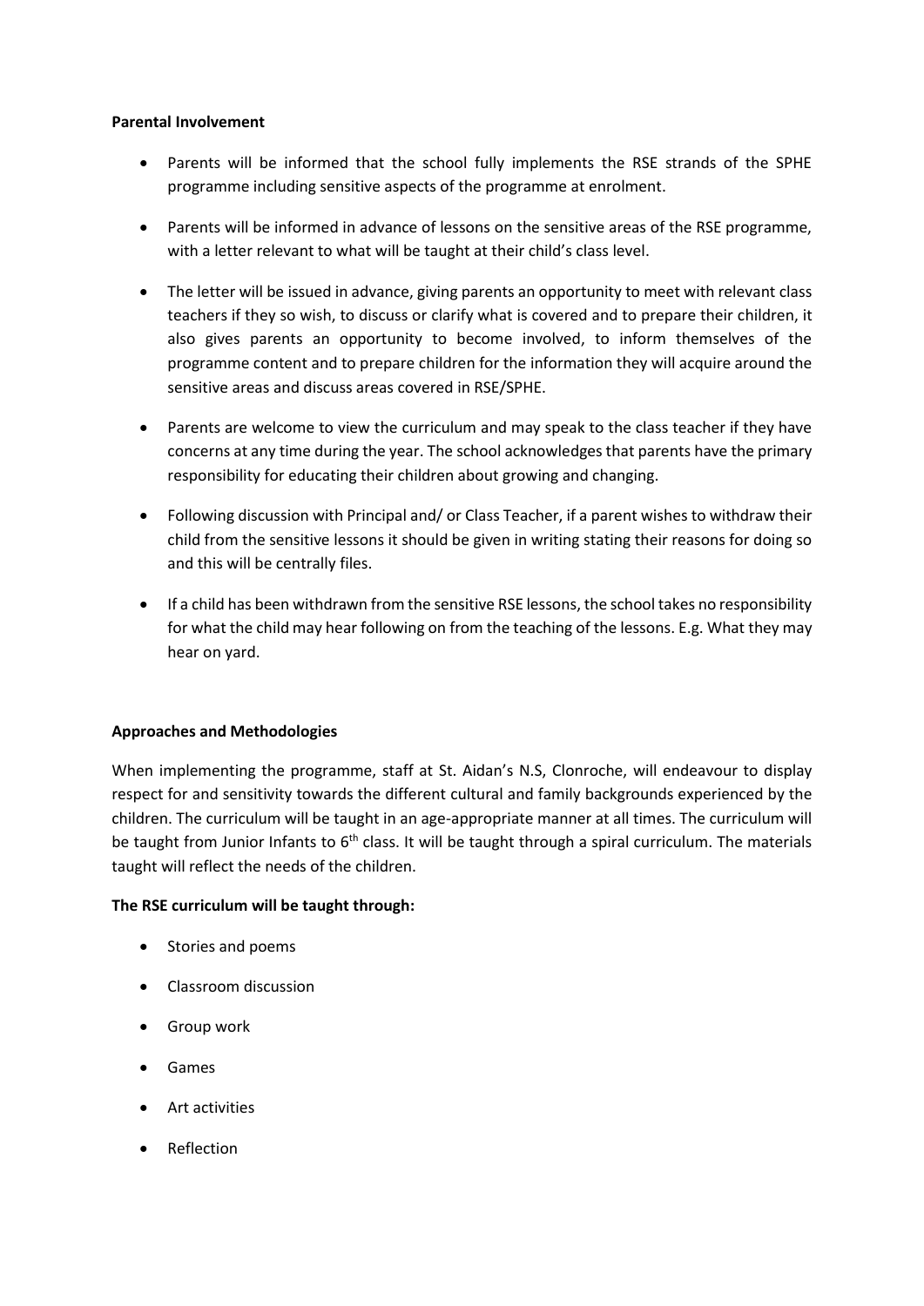**Parental Involvement**

- Parents will be informed that the school fully implements the RSE strands of the SPHE programme including sensitive aspects of the programme at enrolment.
- Parents will be informed in advance of lessons on the sensitive areas of the RSE programme, with a letter relevant to what will be taught at their child's class level.
- The letter will be issued in advance, giving parents an opportunity to meet with relevant class teachers if they so wish, to discuss or clarify what is covered and to prepare their children, it also gives parents an opportunity to become involved, to inform themselves of the programme content and to prepare children for the information they will acquire around the sensitive areas and discuss areas covered in RSE/SPHE.
- Parents are welcome to view the curriculum and may speak to the class teacher if they have concerns at any time during the year. The school acknowledges that parents have the primary responsibility for educating their children about growing and changing.
- Following discussion with Principal and/ or Class Teacher, if a parent wishes to withdraw their child from the sensitive lessons it should be given in writing stating their reasons for doing so and this will be centrally files.
- If a child has been withdrawn from the sensitive RSE lessons, the school takes no responsibility for what the child may hear following on from the teaching of the lessons. E.g. What they may hear on yard.

**Approaches and Methodologies**

When implementing the programme, staff at St. Aidan's N.S, Clonroche, will endeavour to display respect for and sensitivity towards the different cultural and family backgrounds experienced by the children. The curriculum will be taught in an age-appropriate manner at all times. The curriculum will be taught from Junior Infants to 6th class. It will be taught through a spiral curriculum. The materials taught will reflect the needs of the children.

**The RSE curriculum will be taught through:**

- Stories and poems
- Classroom discussion
- Group work
- Games
- Art activities
- Reflection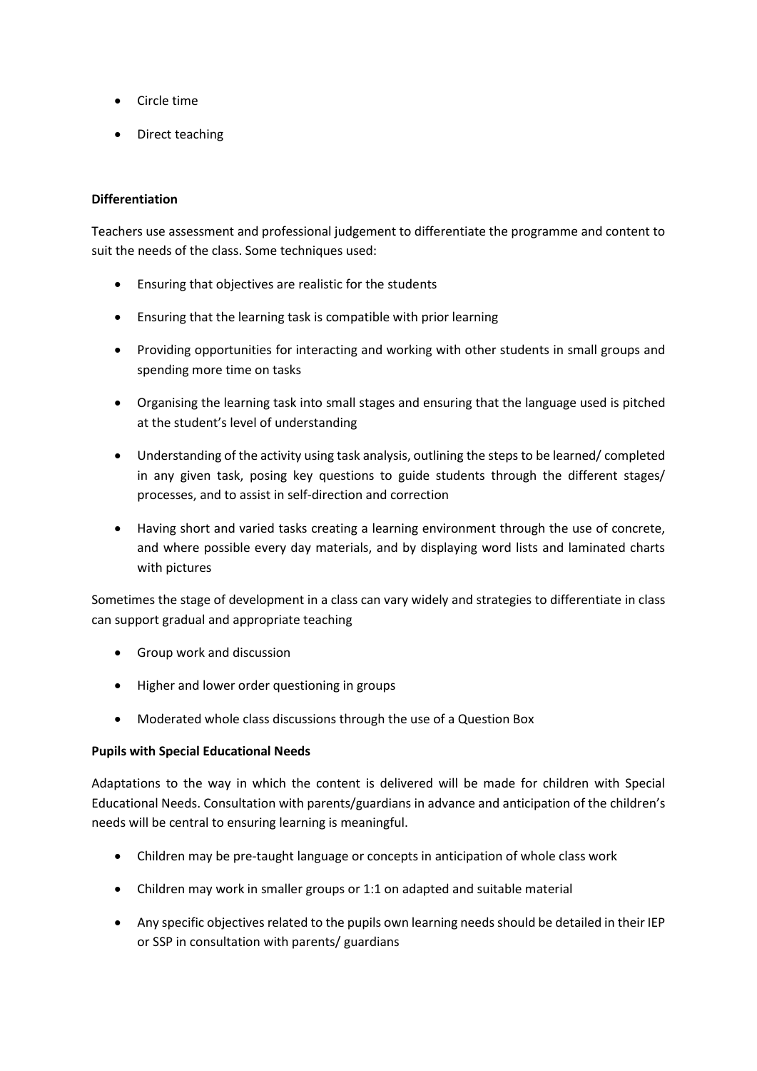- Circle time
- Direct teaching

**Differentiation**

Teachers use assessment and professional judgement to differentiate the programme and content to suit the needs of the class. Some techniques used:

- Ensuring that objectives are realistic for the students
- Ensuring that the learning task is compatible with prior learning
- Providing opportunities for interacting and working with other students in small groups and spending more time on tasks
- Organising the learning task into small stages and ensuring that the language used is pitched at the student's level of understanding
- Understanding of the activity using task analysis, outlining the steps to be learned/ completed in any given task, posing key questions to guide students through the different stages/ processes, and to assist in self-direction and correction
- Having short and varied tasks creating a learning environment through the use of concrete, and where possible every day materials, and by displaying word lists and laminated charts with pictures

Sometimes the stage of development in a class can vary widely and strategies to differentiate in class can support gradual and appropriate teaching

- Group work and discussion
- Higher and lower order questioning in groups
- Moderated whole class discussions through the use of a Question Box

**Pupils with Special Educational Needs**

Adaptations to the way in which the content is delivered will be made for children with Special Educational Needs. Consultation with parents/guardians in advance and anticipation of the children's needs will be central to ensuring learning is meaningful.

- Children may be pre-taught language or concepts in anticipation of whole class work
- Children may work in smaller groups or 1:1 on adapted and suitable material
- Any specific objectives related to the pupils own learning needs should be detailed in their IEP or SSP in consultation with parents/ guardians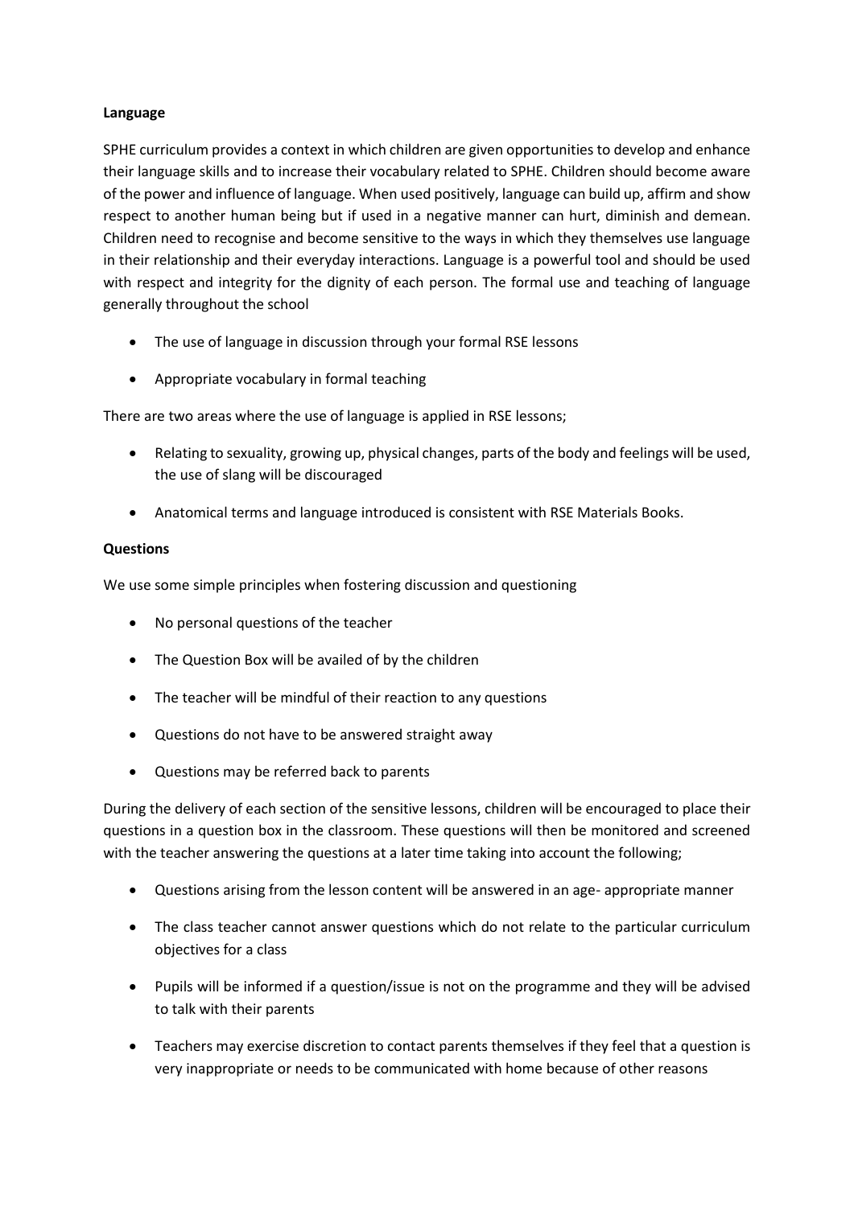**Language**

SPHE curriculum provides a context in which children are given opportunities to develop and enhance their language skills and to increase their vocabulary related to SPHE. Children should become aware of the power and influence of language. When used positively, language can build up, affirm and show respect to another human being but if used in a negative manner can hurt, diminish and demean. Children need to recognise and become sensitive to the ways in which they themselves use language in their relationship and their everyday interactions. Language is a powerful tool and should be used with respect and integrity for the dignity of each person. The formal use and teaching of language generally throughout the school

- The use of language in discussion through your formal RSE lessons
- Appropriate vocabulary in formal teaching

There are two areas where the use of language is applied in RSE lessons;

- Relating to sexuality, growing up, physical changes, parts of the body and feelings will be used, the use of slang will be discouraged
- Anatomical terms and language introduced is consistent with RSE Materials Books.

**Questions**

We use some simple principles when fostering discussion and questioning

- No personal questions of the teacher
- The Question Box will be availed of by the children
- The teacher will be mindful of their reaction to any questions
- Questions do not have to be answered straight away
- Questions may be referred back to parents

During the delivery of each section of the sensitive lessons, children will be encouraged to place their questions in a question box in the classroom. These questions will then be monitored and screened with the teacher answering the questions at a later time taking into account the following;

- Questions arising from the lesson content will be answered in an age- appropriate manner
- The class teacher cannot answer questions which do not relate to the particular curriculum objectives for a class
- Pupils will be informed if a question/issue is not on the programme and they will be advised to talk with their parents
- Teachers may exercise discretion to contact parents themselves if they feel that a question is very inappropriate or needs to be communicated with home because of other reasons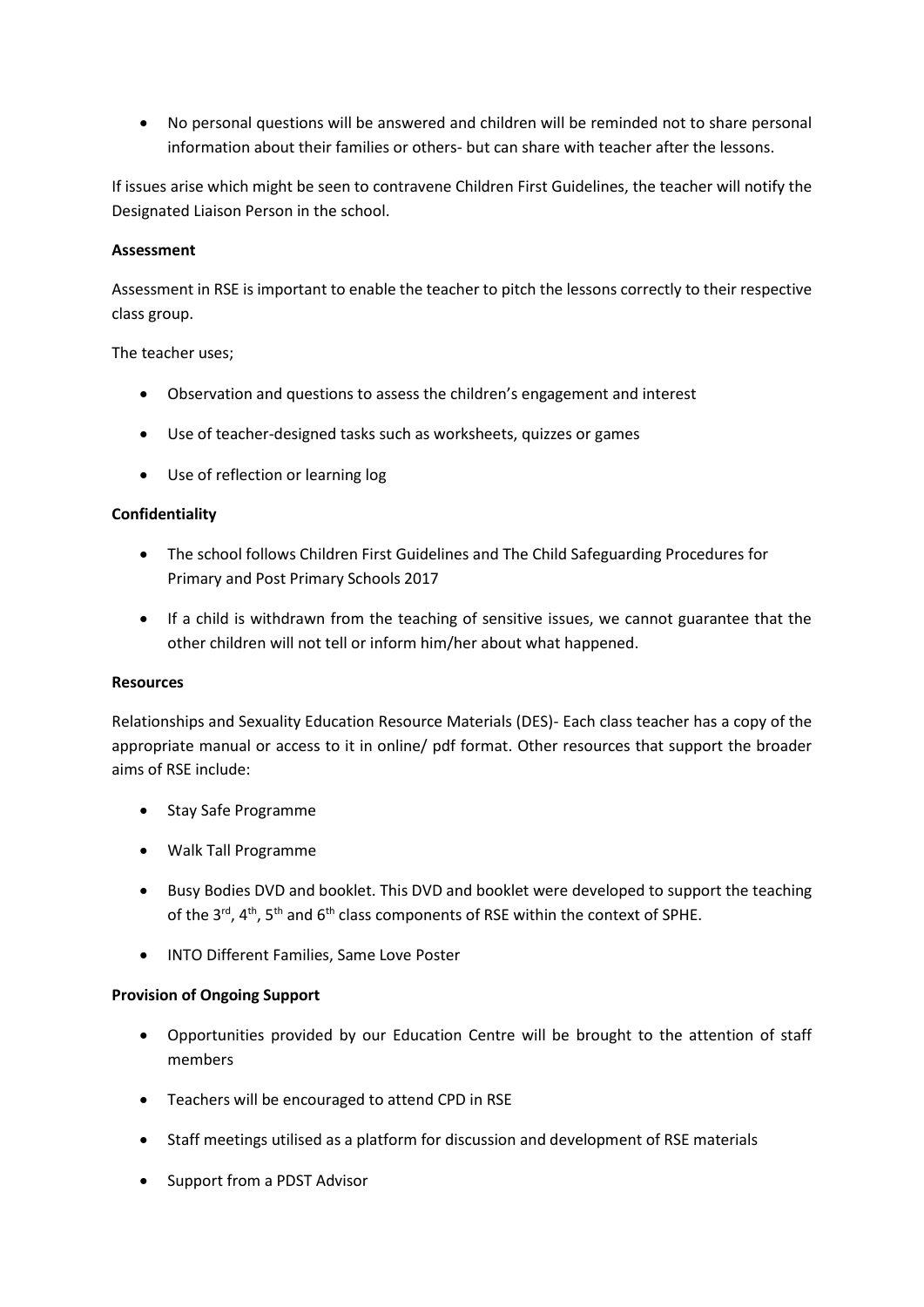- No personal questions will be answered and children will be reminded not to share personal information about their families or others- but can share with teacher after the lessons.

If issues arise which might be seen to contravene Children First Guidelines, the teacher will notify the Designated Liaison Person in the school.

**Assessment**

Assessment in RSE is important to enable the teacher to pitch the lessons correctly to their respective class group.

The teacher uses;

- Observation and questions to assess the children's engagement and interest
- Use of teacher-designed tasks such as worksheets, quizzes or games
- Use of reflection or learning log

**Confidentiality**

- The school follows Children First Guidelines and The Child Safeguarding Procedures for Primary and Post Primary Schools 2017
- If a child is withdrawn from the teaching of sensitive issues, we cannot guarantee that the other children will not tell or inform him/her about what happened.

**Resources**

Relationships and Sexuality Education Resource Materials (DES)- Each class teacher has a copy of the appropriate manual or access to it in online/ pdf format. Other resources that support the broader aims of RSE include:

- Stay Safe Programme
- Walk Tall Programme
- Busy Bodies DVD and booklet. This DVD and booklet were developed to support the teaching of the 3rd, 4th, 5th and 6th class components of RSE within the context of SPHE.
- INTO Different Families, Same Love Poster

**Provision of Ongoing Support**

- Opportunities provided by our Education Centre will be brought to the attention of staff members
- Teachers will be encouraged to attend CPD in RSE
- Staff meetings utilised as a platform for discussion and development of RSE materials
- Support from a PDST Advisor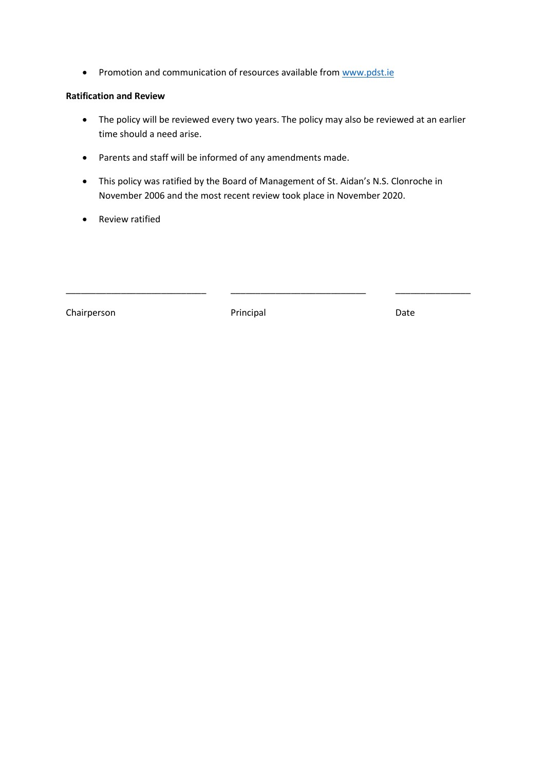- Promotion and communication of resources available from [www.pdst.ie](http://www.pdst.ie)

**Ratification and Review**

- The policy will be reviewed every two years. The policy may also be reviewed at an earlier time should a need arise.
- Parents and staff will be informed of any amendments made.
- This policy was ratified by the Board of Management of St. Aidan's N.S. Clonroche in November 2006 and the most recent review took place in November 2020.
- Review ratified

| ____________________________ | ____________________________ | ________________ |
|---|---|---|
| Chairperson | Principal | Date |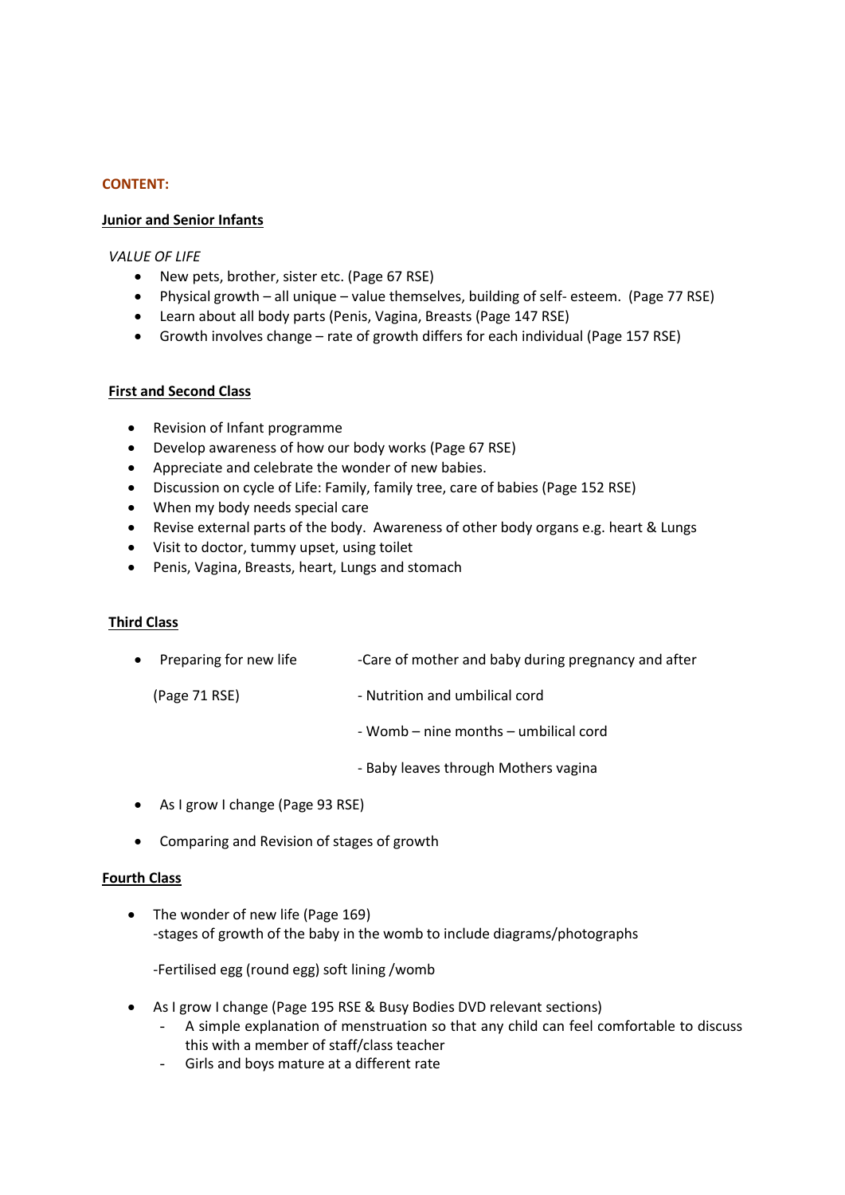**CONTENT:**

**Junior and Senior Infants**

*VALUE OF LIFE*

- New pets, brother, sister etc. (Page 67 RSE)
- Physical growth – all unique – value themselves, building of self- esteem. (Page 77 RSE)
- Learn about all body parts (Penis, Vagina, Breasts (Page 147 RSE)
- Growth involves change – rate of growth differs for each individual (Page 157 RSE)

**First and Second Class**

- Revision of Infant programme
- Develop awareness of how our body works (Page 67 RSE)
- Appreciate and celebrate the wonder of new babies.
- Discussion on cycle of Life: Family, family tree, care of babies (Page 152 RSE)
- When my body needs special care
- Revise external parts of the body. Awareness of other body organs e.g. heart & Lungs
- Visit to doctor, tummy upset, using toilet
- Penis, Vagina, Breasts, heart, Lungs and stomach

**Third Class**

- Preparing for new life (Page 71 RSE)
  - -Care of mother and baby during pregnancy and after
  - - Nutrition and umbilical cord
  - - Womb – nine months – umbilical cord
  - - Baby leaves through Mothers vagina
- As I grow I change (Page 93 RSE)
- Comparing and Revision of stages of growth

**Fourth Class**

- The wonder of new life (Page 169)
  -stages of growth of the baby in the womb to include diagrams/photographs

  -Fertilised egg (round egg) soft lining /womb

- As I grow I change (Page 195 RSE & Busy Bodies DVD relevant sections)
  - A simple explanation of menstruation so that any child can feel comfortable to discuss this with a member of staff/class teacher
  - Girls and boys mature at a different rate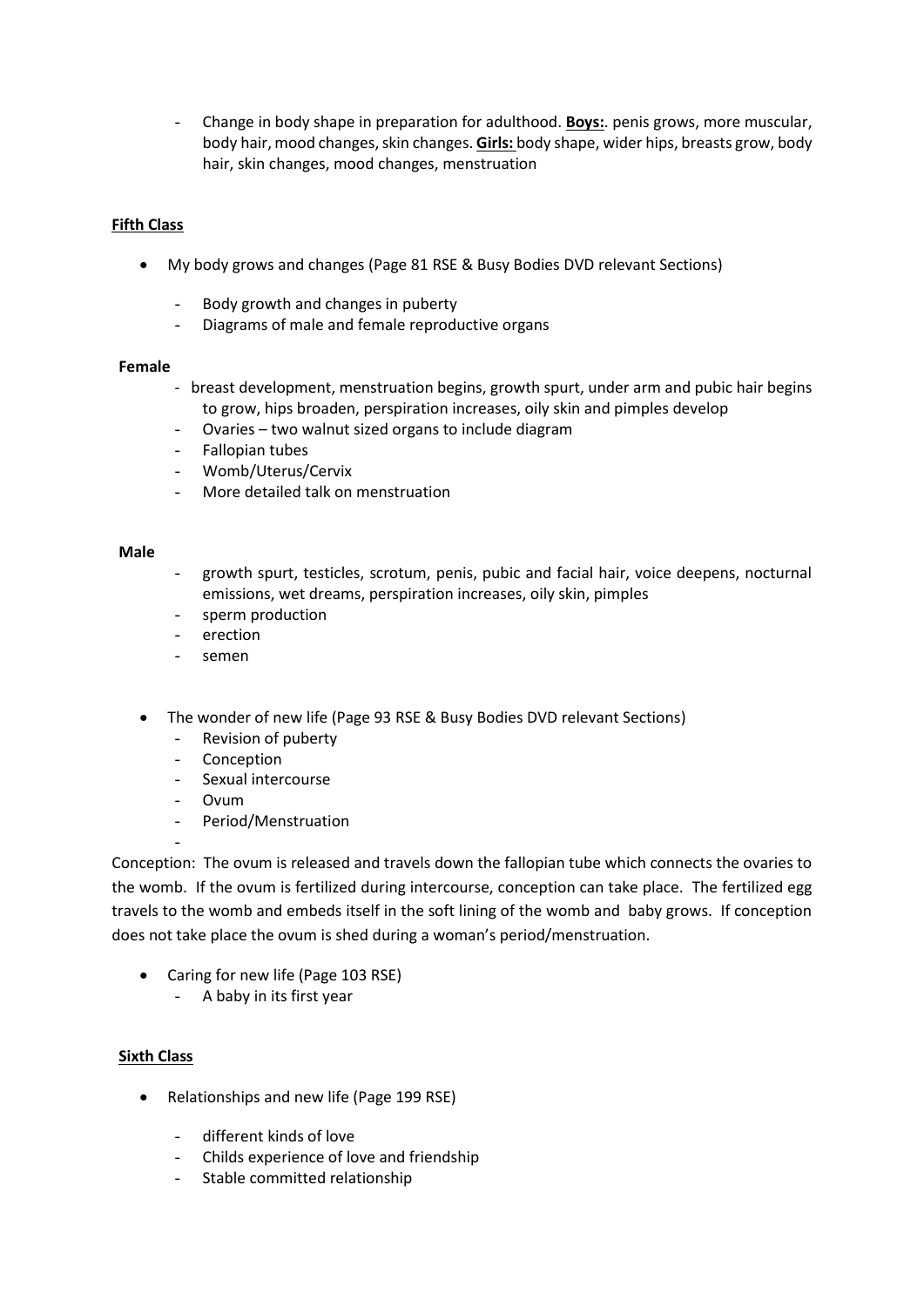- Change in body shape in preparation for adulthood. **Boys:**. penis grows, more muscular, body hair, mood changes, skin changes. **Girls:** body shape, wider hips, breasts grow, body hair, skin changes, mood changes, menstruation

**Fifth Class**

- My body grows and changes (Page 81 RSE & Busy Bodies DVD relevant Sections)
  - Body growth and changes in puberty
  - Diagrams of male and female reproductive organs

**Female**

- breast development, menstruation begins, growth spurt, under arm and pubic hair begins to grow, hips broaden, perspiration increases, oily skin and pimples develop
- Ovaries – two walnut sized organs to include diagram
- Fallopian tubes
- Womb/Uterus/Cervix
- More detailed talk on menstruation

**Male**

- growth spurt, testicles, scrotum, penis, pubic and facial hair, voice deepens, nocturnal emissions, wet dreams, perspiration increases, oily skin, pimples
- sperm production
- erection
- semen

- The wonder of new life (Page 93 RSE & Busy Bodies DVD relevant Sections)
  - Revision of puberty
  - Conception
  - Sexual intercourse
  - Ovum
  - Period/Menstruation
  -

Conception: The ovum is released and travels down the fallopian tube which connects the ovaries to the womb. If the ovum is fertilized during intercourse, conception can take place. The fertilized egg travels to the womb and embeds itself in the soft lining of the womb and baby grows. If conception does not take place the ovum is shed during a woman's period/menstruation.

- Caring for new life (Page 103 RSE)
  - A baby in its first year

**Sixth Class**

- Relationships and new life (Page 199 RSE)
  - different kinds of love
  - Childs experience of love and friendship
  - Stable committed relationship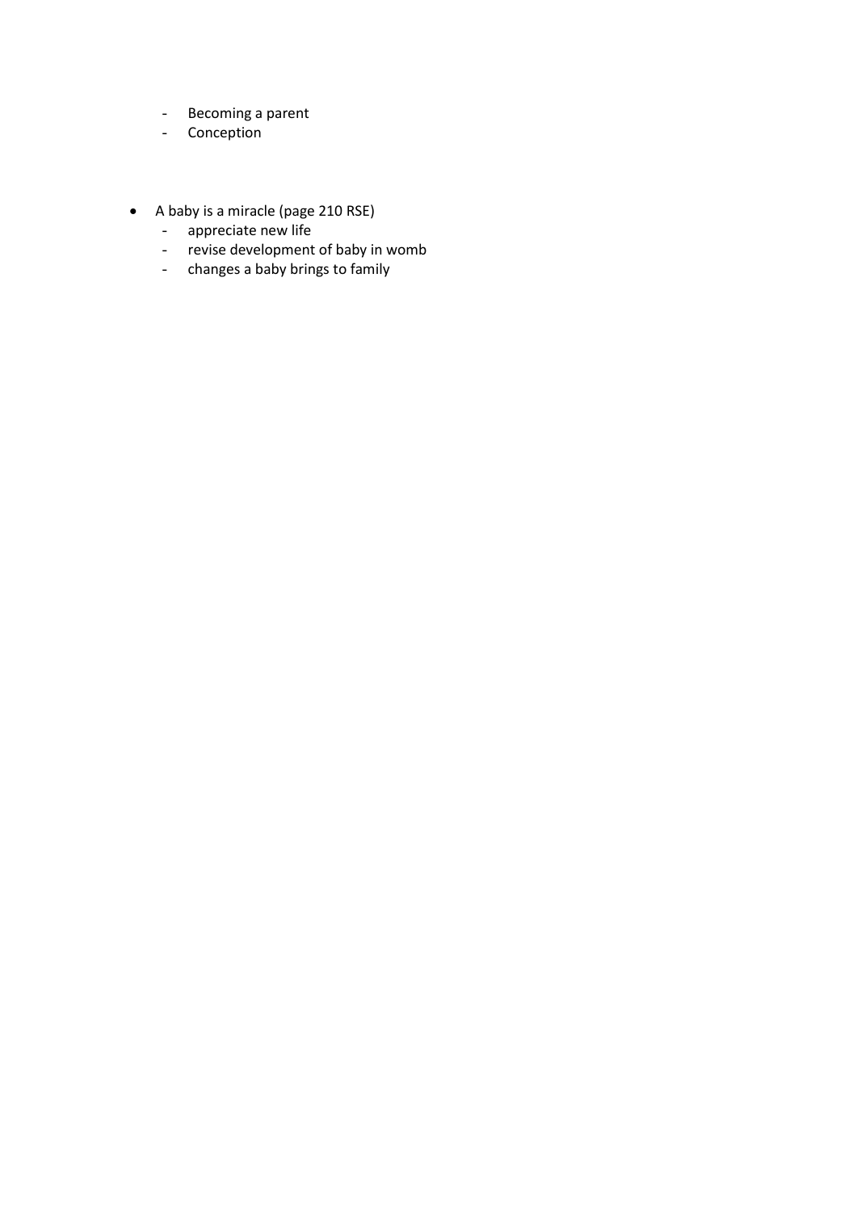- Becoming a parent
- Conception

- A baby is a miracle (page 210 RSE)
  - appreciate new life
  - revise development of baby in womb
  - changes a baby brings to family